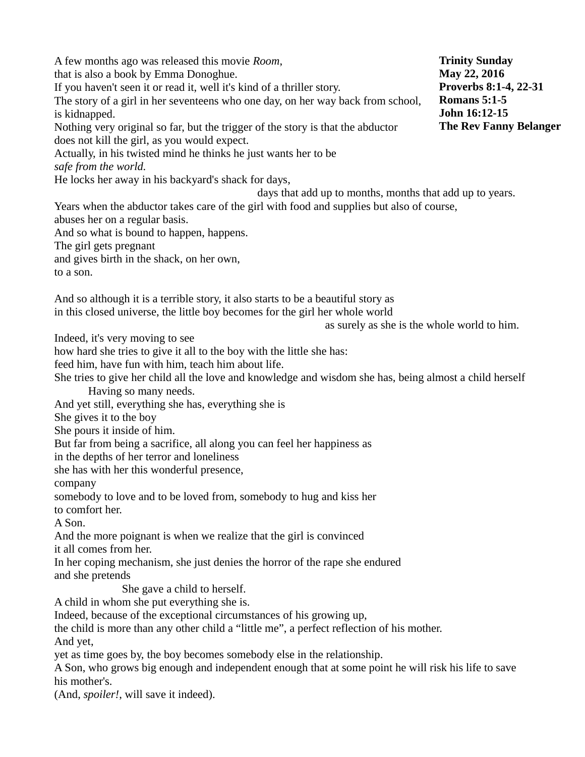**Trinity Sunday**
**May 22, 2016**
**Proverbs 8:1-4, 22-31**
**Romans 5:1-5**
**John 16:12-15**
**The Rev Fanny Belanger**

A few months ago was released this movie *Room*,
that is also a book by Emma Donoghue.
If you haven't seen it or read it, well it's kind of a thriller story.
The story of a girl in her seventeens who one day, on her way back from school,
is kidnapped.
Nothing very original so far, but the trigger of the story is that the abductor
does not kill the girl, as you would expect.
Actually, in his twisted mind he thinks he just wants her to be
*safe from the world.*
He locks her away in his backyard's shack for days,
days that add up to months, months that add up to years.
Years when the abductor takes care of the girl with food and supplies but also of course,
abuses her on a regular basis.
And so what is bound to happen, happens.
The girl gets pregnant
and gives birth in the shack, on her own,
to a son.

And so although it is a terrible story, it also starts to be a beautiful story as
in this closed universe, the little boy becomes for the girl her whole world
as surely as she is the whole world to him.
Indeed, it's very moving to see
how hard she tries to give it all to the boy with the little she has:
feed him, have fun with him, teach him about life.
She tries to give her child all the love and knowledge and wisdom she has, being almost a child herself
Having so many needs.
And yet still, everything she has, everything she is
She gives it to the boy
She pours it inside of him.
But far from being a sacrifice, all along you can feel her happiness as
in the depths of her terror and loneliness
she has with her this wonderful presence,
company
somebody to love and to be loved from, somebody to hug and kiss her
to comfort her.
A Son.
And the more poignant is when we realize that the girl is convinced
it all comes from her.
In her coping mechanism, she just denies the horror of the rape she endured
and she pretends
She gave a child to herself.
A child in whom she put everything she is.
Indeed, because of the exceptional circumstances of his growing up,
the child is more than any other child a "little me", a perfect reflection of his mother.
And yet,
yet as time goes by, the boy becomes somebody else in the relationship.
A Son, who grows big enough and independent enough that at some point he will risk his life to save
his mother's.
(And, *spoiler!*, will save it indeed).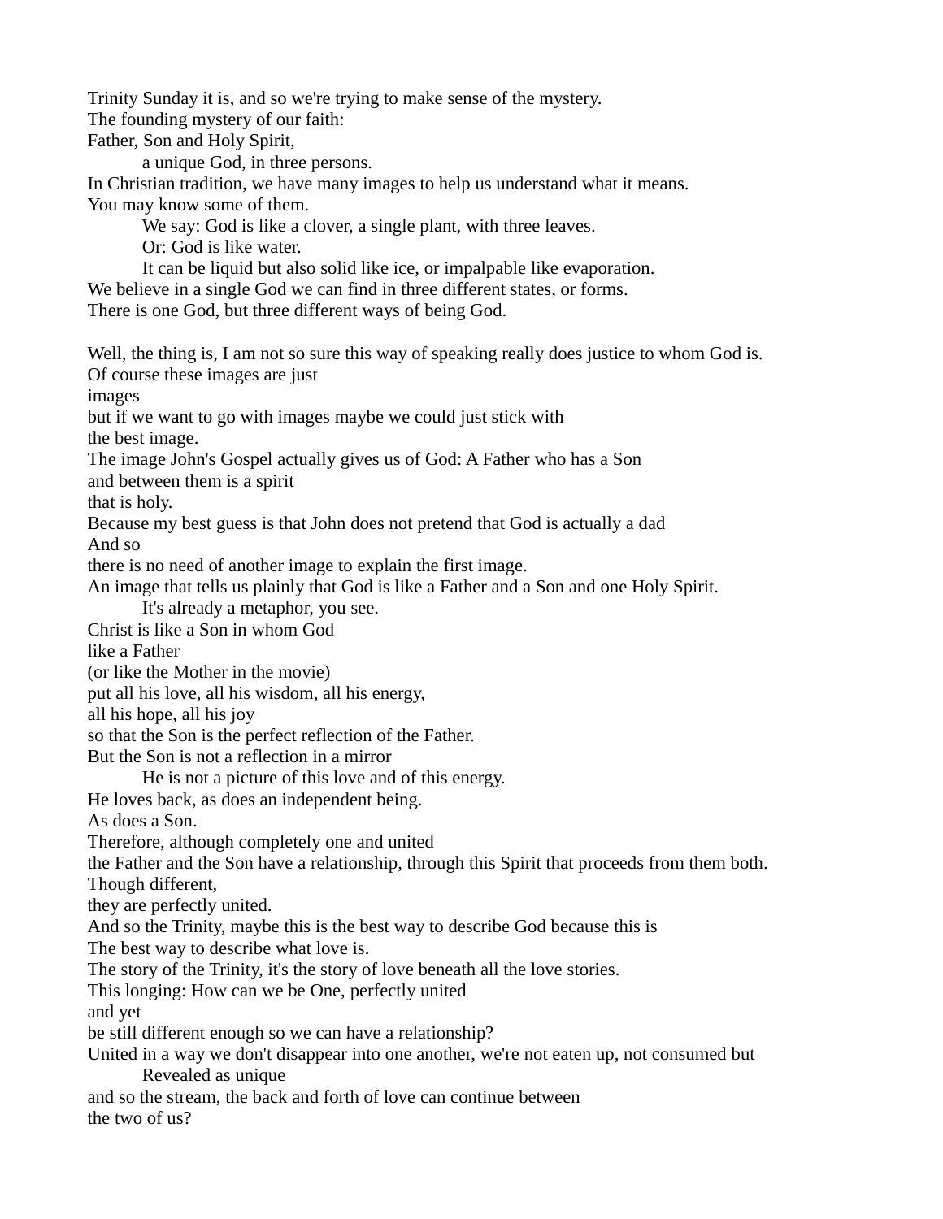Trinity Sunday it is, and so we're trying to make sense of the mystery.
The founding mystery of our faith:
Father, Son and Holy Spirit,
  a unique God, in three persons.
In Christian tradition, we have many images to help us understand what it means.
You may know some of them.
  We say: God is like a clover, a single plant, with three leaves.
  Or: God is like water.
  It can be liquid but also solid like ice, or impalpable like evaporation.
We believe in a single God we can find in three different states, or forms.
There is one God, but three different ways of being God.

Well, the thing is, I am not so sure this way of speaking really does justice to whom God is.
Of course these images are just
images
but if we want to go with images maybe we could just stick with
the best image.
The image John's Gospel actually gives us of God: A Father who has a Son
and between them is a spirit
that is holy.
Because my best guess is that John does not pretend that God is actually a dad
And so
there is no need of another image to explain the first image.
An image that tells us plainly that God is like a Father and a Son and one Holy Spirit.
  It's already a metaphor, you see.
Christ is like a Son in whom God
like a Father
(or like the Mother in the movie)
put all his love, all his wisdom, all his energy,
all his hope, all his joy
so that the Son is the perfect reflection of the Father.
But the Son is not a reflection in a mirror
  He is not a picture of this love and of this energy.
He loves back, as does an independent being.
As does a Son.
Therefore, although completely one and united
the Father and the Son have a relationship, through this Spirit that proceeds from them both.
Though different,
they are perfectly united.
And so the Trinity, maybe this is the best way to describe God because this is
The best way to describe what love is.
The story of the Trinity, it's the story of love beneath all the love stories.
This longing: How can we be One, perfectly united
and yet
be still different enough so we can have a relationship?
United in a way we don't disappear into one another, we're not eaten up, not consumed but
  Revealed as unique
and so the stream, the back and forth of love can continue between
the two of us?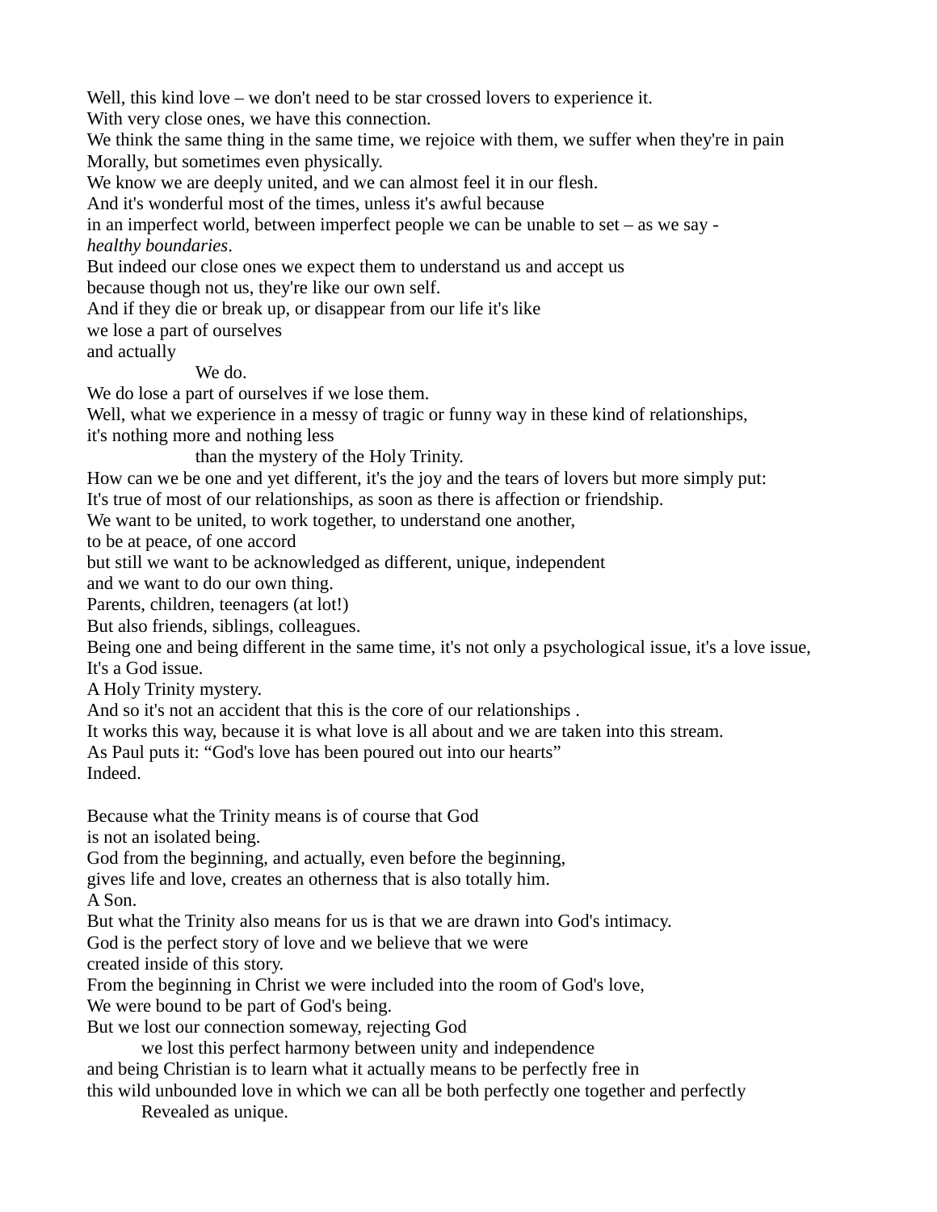Well, this kind love – we don't need to be star crossed lovers to experience it.
With very close ones, we have this connection.
We think the same thing in the same time, we rejoice with them, we suffer when they're in pain
Morally, but sometimes even physically.
We know we are deeply united, and we can almost feel it in our flesh.
And it's wonderful most of the times, unless it's awful because
in an imperfect world, between imperfect people we can be unable to set – as we say -
*healthy boundaries*.
But indeed our close ones we expect them to understand us and accept us
because though not us, they're like our own self.
And if they die or break up, or disappear from our life it's like
we lose a part of ourselves
and actually

We do.

We do lose a part of ourselves if we lose them.
Well, what we experience in a messy of tragic or funny way in these kind of relationships,
it's nothing more and nothing less

than the mystery of the Holy Trinity.

How can we be one and yet different, it's the joy and the tears of lovers but more simply put:
It's true of most of our relationships, as soon as there is affection or friendship.
We want to be united, to work together, to understand one another,
to be at peace, of one accord
but still we want to be acknowledged as different, unique, independent
and we want to do our own thing.
Parents, children, teenagers (at lot!)
But also friends, siblings, colleagues.
Being one and being different in the same time, it's not only a psychological issue, it's a love issue,
It's a God issue.
A Holy Trinity mystery.
And so it's not an accident that this is the core of our relationships .
It works this way, because it is what love is all about and we are taken into this stream.
As Paul puts it: "God's love has been poured out into our hearts"
Indeed.

Because what the Trinity means is of course that God
is not an isolated being.
God from the beginning, and actually, even before the beginning,
gives life and love, creates an otherness that is also totally him.
A Son.
But what the Trinity also means for us is that we are drawn into God's intimacy.
God is the perfect story of love and we believe that we were
created inside of this story.
From the beginning in Christ we were included into the room of God's love,
We were bound to be part of God's being.
But we lost our connection someway, rejecting God

we lost this perfect harmony between unity and independence

and being Christian is to learn what it actually means to be perfectly free in
this wild unbounded love in which we can all be both perfectly one together and perfectly

Revealed as unique.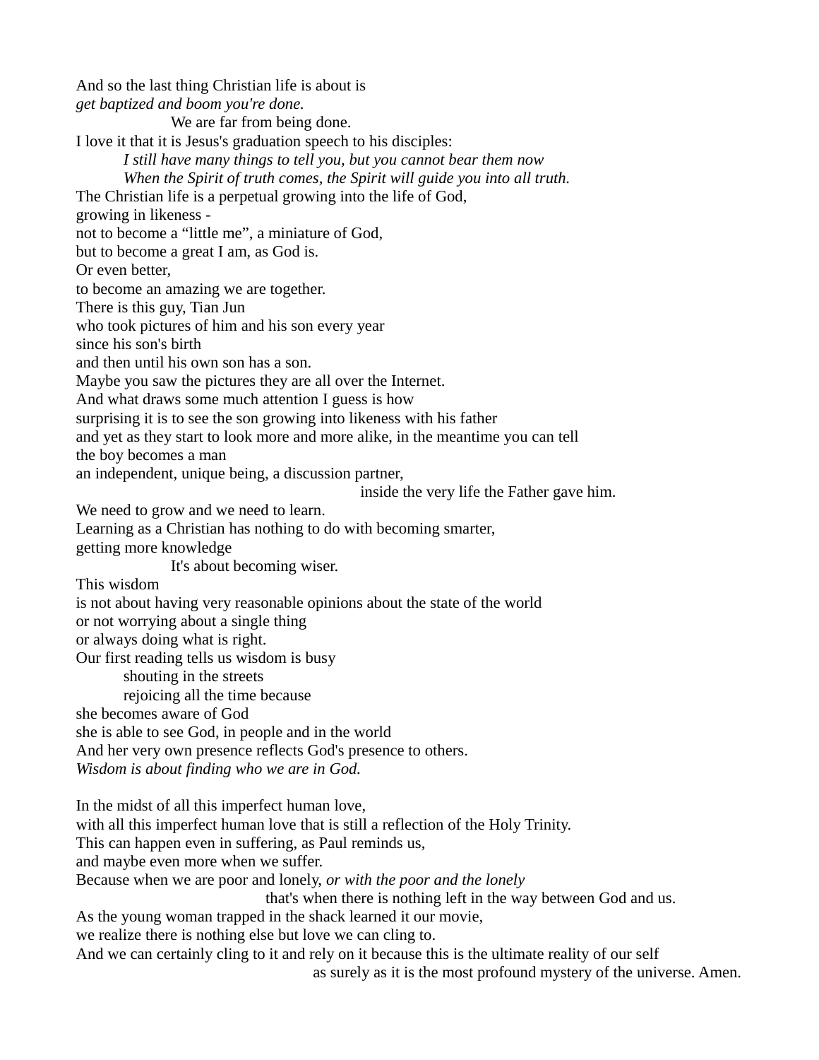And so the last thing Christian life is about is
*get baptized and boom you're done.*
We are far from being done.
I love it that it is Jesus's graduation speech to his disciples:
*I still have many things to tell you, but you cannot bear them now*
*When the Spirit of truth comes, the Spirit will guide you into all truth.*
The Christian life is a perpetual growing into the life of God,
growing in likeness -
not to become a “little me”, a miniature of God,
but to become a great I am, as God is.
Or even better,
to become an amazing we are together.
There is this guy, Tian Jun
who took pictures of him and his son every year
since his son's birth
and then until his own son has a son.
Maybe you saw the pictures they are all over the Internet.
And what draws some much attention I guess is how
surprising it is to see the son growing into likeness with his father
and yet as they start to look more and more alike, in the meantime you can tell
the boy becomes a man
an independent, unique being, a discussion partner,
inside the very life the Father gave him.
We need to grow and we need to learn.
Learning as a Christian has nothing to do with becoming smarter,
getting more knowledge
It's about becoming wiser.
This wisdom
is not about having very reasonable opinions about the state of the world
or not worrying about a single thing
or always doing what is right.
Our first reading tells us wisdom is busy
shouting in the streets
rejoicing all the time because
she becomes aware of God
she is able to see God, in people and in the world
And her very own presence reflects God's presence to others.
*Wisdom is about finding who we are in God.*

In the midst of all this imperfect human love,
with all this imperfect human love that is still a reflection of the Holy Trinity.
This can happen even in suffering, as Paul reminds us,
and maybe even more when we suffer.
Because when we are poor and lonely, *or with the poor and the lonely*
that's when there is nothing left in the way between God and us.
As the young woman trapped in the shack learned it our movie,
we realize there is nothing else but love we can cling to.
And we can certainly cling to it and rely on it because this is the ultimate reality of our self
as surely as it is the most profound mystery of the universe. Amen.